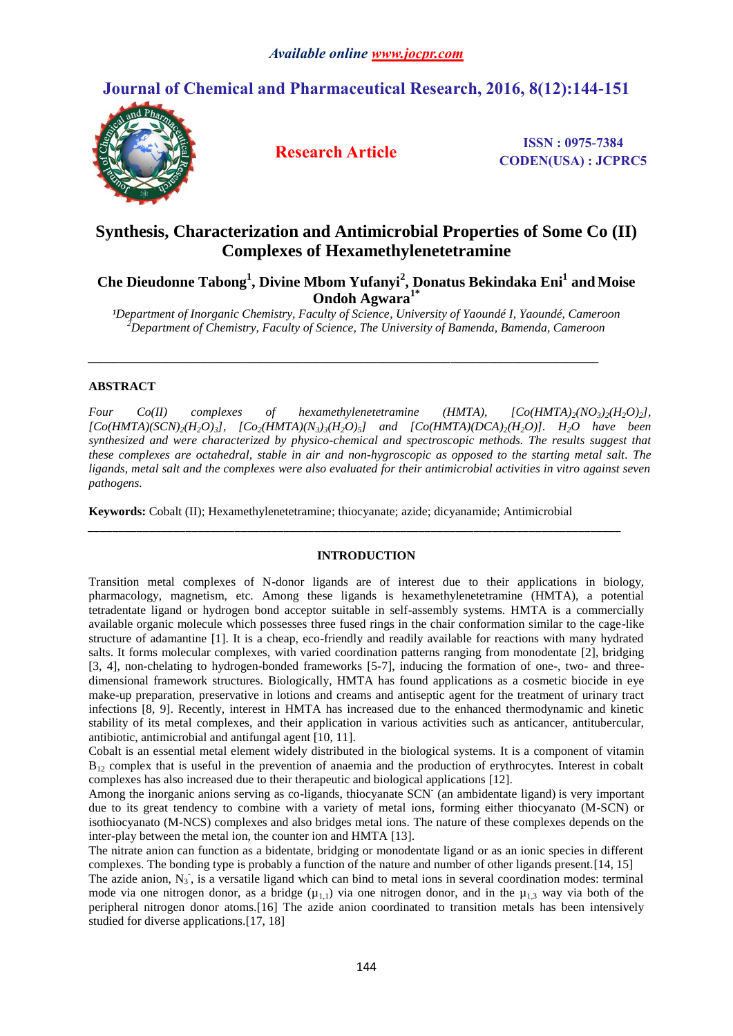# Synthesis, Characterization and Antimicrobial Properties of Some Co (II) Complexes of Hexamethylenetetramine

**Che Dieudonne Tabong[1], Divine Mbom Yufanyi[2], Donatus Bekindaka Eni[1] and Moise Ondoh Agwara[1*]**

*[1]Department of Inorganic Chemistry, Faculty of Science, University of Yaoundé I, Yaoundé, Cameroon*
*[2]Department of Chemistry, Faculty of Science, The University of Bamenda, Bamenda, Cameroon*

## ABSTRACT

*Four Co(II) complexes of hexamethylenetetramine (HMTA), $[Co(HMTA)_2(NO_3)_2(H_2O)_2]$, $[Co(HMTA)(SCN)_2(H_2O)_3]$, $[Co_2(HMTA)(N_3)_3(H_2O)_5]$ and $[Co(HMTA)(DCA)_2(H_2O)]$. $H_2O$ have been synthesized and were characterized by physico-chemical and spectroscopic methods. The results suggest that these complexes are octahedral, stable in air and non-hygroscopic as opposed to the starting metal salt. The ligands, metal salt and the complexes were also evaluated for their antimicrobial activities in vitro against seven pathogens.*

**Keywords:** Cobalt (II); Hexamethylenetetramine; thiocyanate; azide; dicyanamide; Antimicrobial

## INTRODUCTION

Transition metal complexes of N-donor ligands are of interest due to their applications in biology, pharmacology, magnetism, etc. Among these ligands is hexamethylenetetramine (HMTA), a potential tetradentate ligand or hydrogen bond acceptor suitable in self-assembly systems. HMTA is a commercially available organic molecule which possesses three fused rings in the chair conformation similar to the cage-like structure of adamantine [1]. It is a cheap, eco-friendly and readily available for reactions with many hydrated salts. It forms molecular complexes, with varied coordination patterns ranging from monodentate [2], bridging [3, 4], non-chelating to hydrogen-bonded frameworks [5-7], inducing the formation of one-, two- and three-dimensional framework structures. Biologically, HMTA has found applications as a cosmetic biocide in eye make-up preparation, preservative in lotions and creams and antiseptic agent for the treatment of urinary tract infections [8, 9]. Recently, interest in HMTA has increased due to the enhanced thermodynamic and kinetic stability of its metal complexes, and their application in various activities such as anticancer, antitubercular, antibiotic, antimicrobial and antifungal agent [10, 11].

Cobalt is an essential metal element widely distributed in the biological systems. It is a component of vitamin $B_{12}$ complex that is useful in the prevention of anaemia and the production of erythrocytes. Interest in cobalt complexes has also increased due to their therapeutic and biological applications [12].

Among the inorganic anions serving as co-ligands, thiocyanate $SCN^-$ (an ambidentate ligand) is very important due to its great tendency to combine with a variety of metal ions, forming either thiocyanato (M-SCN) or isothiocyanato (M-NCS) complexes and also bridges metal ions. The nature of these complexes depends on the inter-play between the metal ion, the counter ion and HMTA [13].

The nitrate anion can function as a bidentate, bridging or monodentate ligand or as an ionic species in different complexes. The bonding type is probably a function of the nature and number of other ligands present.[14, 15]

The azide anion, $N_3^-$, is a versatile ligand which can bind to metal ions in several coordination modes: terminal mode via one nitrogen donor, as a bridge ($\mu_{1,1}$) via one nitrogen donor, and in the $\mu_{1,3}$ way via both of the peripheral nitrogen donor atoms.[16] The azide anion coordinated to transition metals has been intensively studied for diverse applications.[17, 18]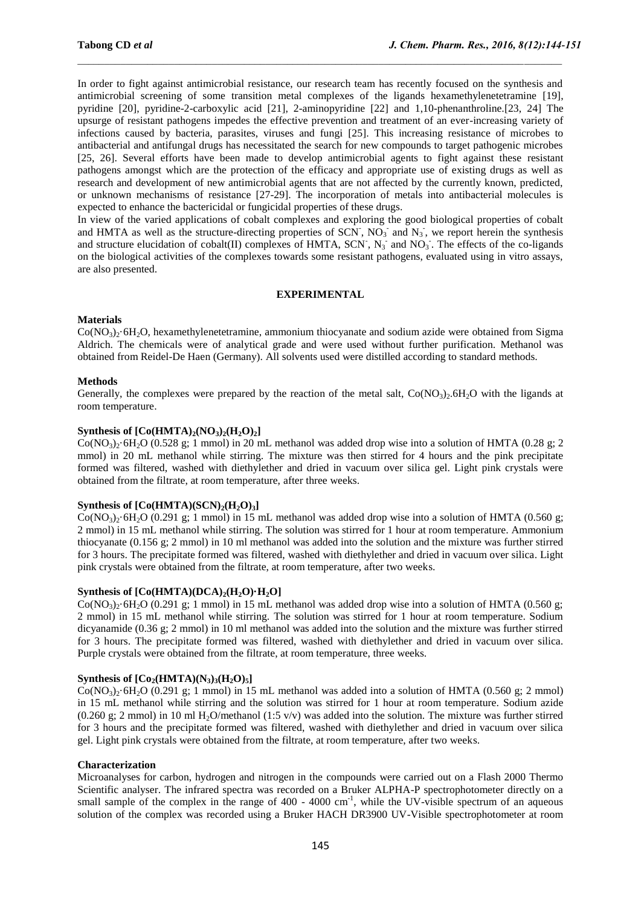In order to fight against antimicrobial resistance, our research team has recently focused on the synthesis and antimicrobial screening of some transition metal complexes of the ligands hexamethylenetetramine [19], pyridine [20], pyridine-2-carboxylic acid [21], 2-aminopyridine [22] and 1,10-phenanthroline.[23, 24] The upsurge of resistant pathogens impedes the effective prevention and treatment of an ever-increasing variety of infections caused by bacteria, parasites, viruses and fungi [25]. This increasing resistance of microbes to antibacterial and antifungal drugs has necessitated the search for new compounds to target pathogenic microbes [25, 26]. Several efforts have been made to develop antimicrobial agents to fight against these resistant pathogens amongst which are the protection of the efficacy and appropriate use of existing drugs as well as research and development of new antimicrobial agents that are not affected by the currently known, predicted, or unknown mechanisms of resistance [27-29]. The incorporation of metals into antibacterial molecules is expected to enhance the bactericidal or fungicidal properties of these drugs.

In view of the varied applications of cobalt complexes and exploring the good biological properties of cobalt and HMTA as well as the structure-directing properties of $SCN^-$, $NO_3^-$ and $N_3^-$, we report herein the synthesis and structure elucidation of cobalt(II) complexes of HMTA, $SCN^-$, $N_3^-$ and $NO_3^-$. The effects of the co-ligands on the biological activities of the complexes towards some resistant pathogens, evaluated using in vitro assays, are also presented.

## EXPERIMENTAL

### Materials

$Co(NO_3)_2 \cdot 6H_2O$, hexamethylenetetramine, ammonium thiocyanate and sodium azide were obtained from Sigma Aldrich. The chemicals were of analytical grade and were used without further purification. Methanol was obtained from Reidel-De Haen (Germany). All solvents used were distilled according to standard methods.

### Methods

Generally, the complexes were prepared by the reaction of the metal salt, $Co(NO_3)_2.6H_2O$ with the ligands at room temperature.

### Synthesis of [Co(HMTA)$_2$(NO$_3$)$_2$(H$_2$O)$_2$]

$Co(NO_3)_2 \cdot 6H_2O$ (0.528 g; 1 mmol) in 20 mL methanol was added drop wise into a solution of HMTA (0.28 g; 2 mmol) in 20 mL methanol while stirring. The mixture was then stirred for 4 hours and the pink precipitate formed was filtered, washed with diethylether and dried in vacuum over silica gel. Light pink crystals were obtained from the filtrate, at room temperature, after three weeks.

### Synthesis of [Co(HMTA)(SCN)$_2$(H$_2$O)$_3$]

$Co(NO_3)_2 \cdot 6H_2O$ (0.291 g; 1 mmol) in 15 mL methanol was added drop wise into a solution of HMTA (0.560 g; 2 mmol) in 15 mL methanol while stirring. The solution was stirred for 1 hour at room temperature. Ammonium thiocyanate (0.156 g; 2 mmol) in 10 ml methanol was added into the solution and the mixture was further stirred for 3 hours. The precipitate formed was filtered, washed with diethylether and dried in vacuum over silica. Light pink crystals were obtained from the filtrate, at room temperature, after two weeks.

### Synthesis of [Co(HMTA)(DCA)$_2$(H$_2$O)·H$_2$O]

$Co(NO_3)_2 \cdot 6H_2O$ (0.291 g; 1 mmol) in 15 mL methanol was added drop wise into a solution of HMTA (0.560 g; 2 mmol) in 15 mL methanol while stirring. The solution was stirred for 1 hour at room temperature. Sodium dicyanamide (0.36 g; 2 mmol) in 10 ml methanol was added into the solution and the mixture was further stirred for 3 hours. The precipitate formed was filtered, washed with diethylether and dried in vacuum over silica. Purple crystals were obtained from the filtrate, at room temperature, three weeks.

### Synthesis of [Co$_2$(HMTA)(N$_3$)$_3$(H$_2$O)$_5$]

$Co(NO_3)_2 \cdot 6H_2O$ (0.291 g; 1 mmol) in 15 mL methanol was added into a solution of HMTA (0.560 g; 2 mmol) in 15 mL methanol while stirring and the solution was stirred for 1 hour at room temperature. Sodium azide (0.260 g; 2 mmol) in 10 ml $H_2O$/methanol (1:5 v/v) was added into the solution. The mixture was further stirred for 3 hours and the precipitate formed was filtered, washed with diethylether and dried in vacuum over silica gel. Light pink crystals were obtained from the filtrate, at room temperature, after two weeks.

### Characterization

Microanalyses for carbon, hydrogen and nitrogen in the compounds were carried out on a Flash 2000 Thermo Scientific analyser. The infrared spectra was recorded on a Bruker ALPHA-P spectrophotometer directly on a small sample of the complex in the range of 400 - 4000 cm$^{-1}$, while the UV-visible spectrum of an aqueous solution of the complex was recorded using a Bruker HACH DR3900 UV-Visible spectrophotometer at room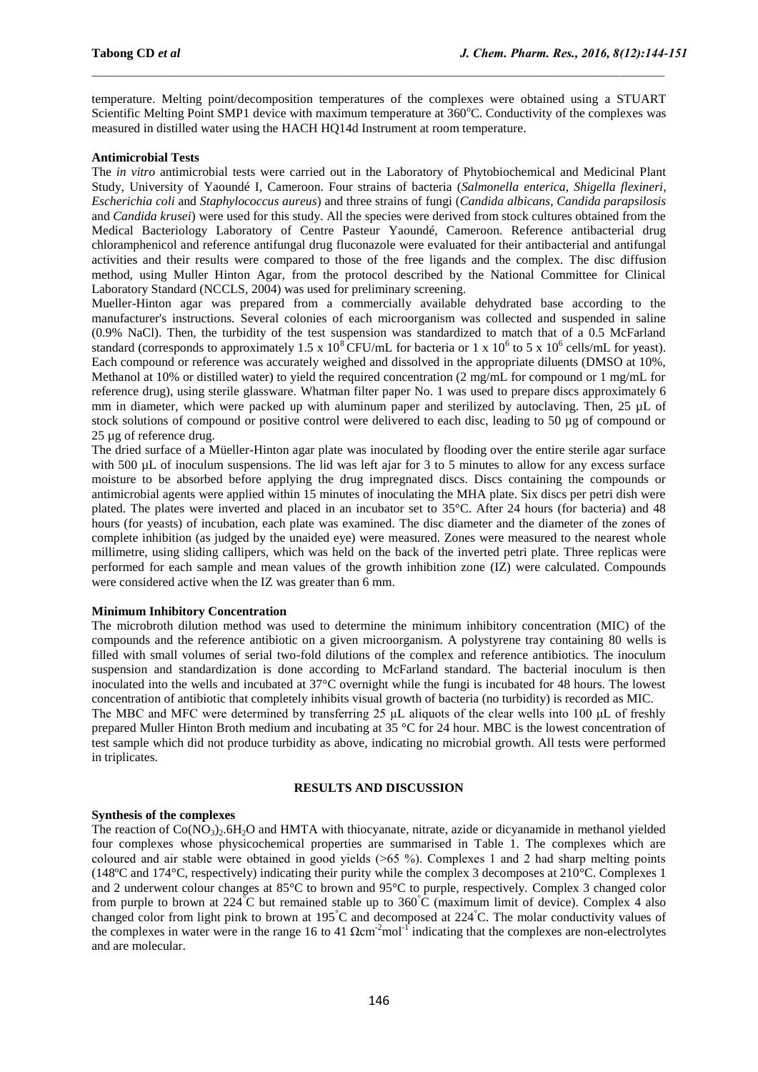temperature. Melting point/decomposition temperatures of the complexes were obtained using a STUART Scientific Melting Point SMP1 device with maximum temperature at 360°C. Conductivity of the complexes was measured in distilled water using the HACH HQ14d Instrument at room temperature.

### Antimicrobial Tests

The *in vitro* antimicrobial tests were carried out in the Laboratory of Phytobiochemical and Medicinal Plant Study, University of Yaoundé I, Cameroon. Four strains of bacteria (*Salmonella enterica*, *Shigella flexineri*, *Escherichia coli* and *Staphylococcus aureus*) and three strains of fungi (*Candida albicans, Candida parapsilosis* and *Candida krusei*) were used for this study. All the species were derived from stock cultures obtained from the Medical Bacteriology Laboratory of Centre Pasteur Yaoundé, Cameroon. Reference antibacterial drug chloramphenicol and reference antifungal drug fluconazole were evaluated for their antibacterial and antifungal activities and their results were compared to those of the free ligands and the complex. The disc diffusion method, using Muller Hinton Agar, from the protocol described by the National Committee for Clinical Laboratory Standard (NCCLS, 2004) was used for preliminary screening.

Mueller-Hinton agar was prepared from a commercially available dehydrated base according to the manufacturer's instructions. Several colonies of each microorganism was collected and suspended in saline (0.9% NaCl). Then, the turbidity of the test suspension was standardized to match that of a 0.5 McFarland standard (corresponds to approximately $1.5 \times 10^8$ CFU/mL for bacteria or $1 \times 10^6$ to $5 \times 10^6$ cells/mL for yeast). Each compound or reference was accurately weighed and dissolved in the appropriate diluents (DMSO at 10%, Methanol at 10% or distilled water) to yield the required concentration (2 mg/mL for compound or 1 mg/mL for reference drug), using sterile glassware. Whatman filter paper No. 1 was used to prepare discs approximately 6 mm in diameter, which were packed up with aluminum paper and sterilized by autoclaving. Then, 25 µL of stock solutions of compound or positive control were delivered to each disc, leading to 50 µg of compound or 25 µg of reference drug.

The dried surface of a Müeller-Hinton agar plate was inoculated by flooding over the entire sterile agar surface with 500 µL of inoculum suspensions. The lid was left ajar for 3 to 5 minutes to allow for any excess surface moisture to be absorbed before applying the drug impregnated discs. Discs containing the compounds or antimicrobial agents were applied within 15 minutes of inoculating the MHA plate. Six discs per petri dish were plated. The plates were inverted and placed in an incubator set to 35°C. After 24 hours (for bacteria) and 48 hours (for yeasts) of incubation, each plate was examined. The disc diameter and the diameter of the zones of complete inhibition (as judged by the unaided eye) were measured. Zones were measured to the nearest whole millimetre, using sliding callipers, which was held on the back of the inverted petri plate. Three replicas were performed for each sample and mean values of the growth inhibition zone (IZ) were calculated. Compounds were considered active when the IZ was greater than 6 mm.

### Minimum Inhibitory Concentration

The microbroth dilution method was used to determine the minimum inhibitory concentration (MIC) of the compounds and the reference antibiotic on a given microorganism. A polystyrene tray containing 80 wells is filled with small volumes of serial two-fold dilutions of the complex and reference antibiotics. The inoculum suspension and standardization is done according to McFarland standard. The bacterial inoculum is then inoculated into the wells and incubated at 37°C overnight while the fungi is incubated for 48 hours. The lowest concentration of antibiotic that completely inhibits visual growth of bacteria (no turbidity) is recorded as MIC.

The MBC and MFC were determined by transferring 25 µL aliquots of the clear wells into 100 µL of freshly prepared Muller Hinton Broth medium and incubating at 35 °C for 24 hour. MBC is the lowest concentration of test sample which did not produce turbidity as above, indicating no microbial growth. All tests were performed in triplicates.

## RESULTS AND DISCUSSION

### Synthesis of the complexes

The reaction of $Co(NO_3)_2.6H_2O$ and HMTA with thiocyanate, nitrate, azide or dicyanamide in methanol yielded four complexes whose physicochemical properties are summarised in Table 1. The complexes which are coloured and air stable were obtained in good yields (>65 %). Complexes 1 and 2 had sharp melting points (148ºC and 174°C, respectively) indicating their purity while the complex 3 decomposes at 210°C. Complexes 1 and 2 underwent colour changes at 85°C to brown and 95°C to purple, respectively. Complex 3 changed color from purple to brown at 224°C but remained stable up to 360°C (maximum limit of device). Complex 4 also changed color from light pink to brown at 195°C and decomposed at 224°C. The molar conductivity values of the complexes in water were in the range 16 to 41 $\Omega cm^{-2} mol^{-1}$ indicating that the complexes are non-electrolytes and are molecular.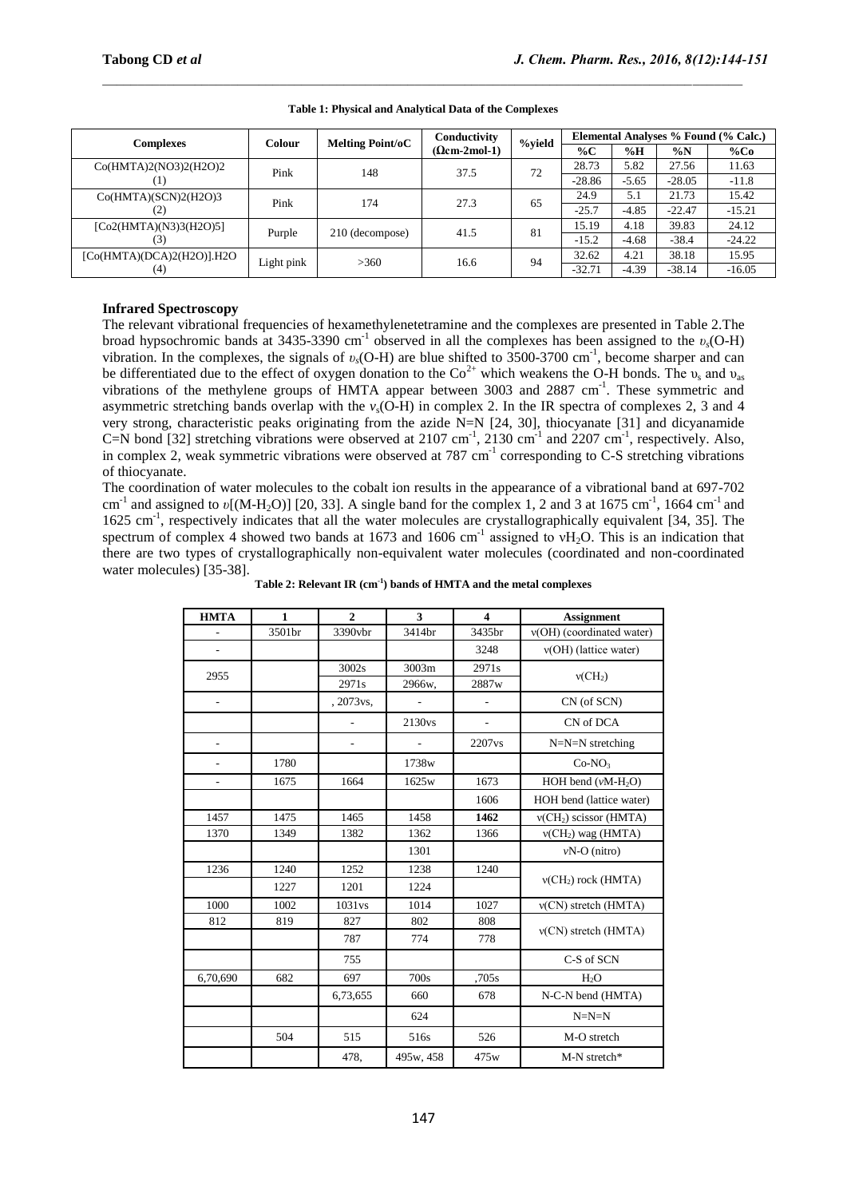**Table 1: Physical and Analytical Data of the Complexes**

| Complexes | Colour | Melting Point/oC | Conductivity (Ωcm-2mol-1) | %yield | Elemental Analyses % Found (% Calc.) | | | |
|---|---|---|---|---|---|---|---|---|
| | | | | | %C | %H | %N | %Co |
| Co(HMTA)2(NO3)2(H2O)2 (1) | Pink | 148 | 37.5 | 72 | 28.73 | 5.82 | 27.56 | 11.63 |
| | | | | | -28.86 | -5.65 | -28.05 | -11.8 |
| Co(HMTA)(SCN)2(H2O)3 (2) | Pink | 174 | 27.3 | 65 | 24.9 | 5.1 | 21.73 | 15.42 |
| | | | | | -25.7 | -4.85 | -22.47 | -15.21 |
| [Co2(HMTA)(N3)3(H2O)5] (3) | Purple | 210 (decompose) | 41.5 | 81 | 15.19 | 4.18 | 39.83 | 24.12 |
| | | | | | -15.2 | -4.68 | -38.4 | -24.22 |
| [Co(HMTA)(DCA)2(H2O)].H2O (4) | Light pink | >360 | 16.6 | 94 | 32.62 | 4.21 | 38.18 | 15.95 |
| | | | | | -32.71 | -4.39 | -38.14 | -16.05 |

### Infrared Spectroscopy

The relevant vibrational frequencies of hexamethylenetetramine and the complexes are presented in Table 2.The broad hypsochromic bands at 3435-3390 $cm^{-1}$ observed in all the complexes has been assigned to the $\upsilon_s$(O-H) vibration. In the complexes, the signals of $\upsilon_s$(O-H) are blue shifted to 3500-3700 $cm^{-1}$, become sharper and can be differentiated due to the effect of oxygen donation to the $Co^{2+}$ which weakens the O-H bonds. The $\upsilon_s$ and $\upsilon_{as}$ vibrations of the methylene groups of HMTA appear between 3003 and 2887 $cm^{-1}$. These symmetric and asymmetric stretching bands overlap with the $v_s$(O-H) in complex 2. In the IR spectra of complexes 2, 3 and 4 very strong, characteristic peaks originating from the azide N=N [24, 30], thiocyanate [31] and dicyanamide C=N bond [32] stretching vibrations were observed at 2107 $cm^{-1}$, 2130 $cm^{-1}$ and 2207 $cm^{-1}$, respectively. Also, in complex 2, weak symmetric vibrations were observed at 787 $cm^{-1}$ corresponding to C-S stretching vibrations of thiocyanate.

The coordination of water molecules to the cobalt ion results in the appearance of a vibrational band at 697-702 $cm^{-1}$ and assigned to $\upsilon[(M\text{-}H_2O)]$ [20, 33]. A single band for the complex 1, 2 and 3 at 1675 $cm^{-1}$, 1664 $cm^{-1}$ and 1625 $cm^{-1}$, respectively indicates that all the water molecules are crystallographically equivalent [34, 35]. The spectrum of complex 4 showed two bands at 1673 and 1606 $cm^{-1}$ assigned to $\nu H_2O$. This is an indication that there are two types of crystallographically non-equivalent water molecules (coordinated and non-coordinated water molecules) [35-38].

**Table 2: Relevant IR ($cm^{-1}$) bands of HMTA and the metal complexes**

| HMTA | 1 | 2 | 3 | 4 | Assignment |
|---|---|---|---|---|---|
| - | 3501br | 3390vbr | 3414br | 3435br | ν(OH) (coordinated water) |
| - | | | | 3248 | ν(OH) (lattice water) |
| 2955 | | 3002s | 3003m | 2971s | $\nu(CH_2)$ |
| | | 2971s | 2966w, | 2887w | |
| - | | , 2073vs, | - | - | CN (of SCN) |
| | | - | 2130vs | - | CN of DCA |
| - | | - | - | 2207vs | N=N=N stretching |
| - | 1780 | | 1738w | | $Co\text{-}NO_3$ |
| - | 1675 | 1664 | 1625w | 1673 | HOH bend ($\nu M\text{-}H_2O$) |
| | | | | 1606 | HOH bend (lattice water) |
| 1457 | 1475 | 1465 | 1458 | **1462** | $\nu(CH_2)$ scissor (HMTA) |
| 1370 | 1349 | 1382 | 1362 | 1366 | $\nu(CH_2)$ wag (HMTA) |
| | | | 1301 | | νN-O (nitro) |
| 1236 | 1240 | 1252 | 1238 | 1240 | $\nu(CH_2)$ rock (HMTA) |
| | 1227 | 1201 | 1224 | | |
| 1000 | 1002 | 1031vs | 1014 | 1027 | ν(CN) stretch (HMTA) |
| 812 | 819 | 827 | 802 | 808 | ν(CN) stretch (HMTA) |
| | | 787 | 774 | 778 | |
| | | 755 | | | C-S of SCN |
| 6,70,690 | 682 | 697 | 700s | ,705s | $H_2O$ |
| | | 6,73,655 | 660 | 678 | N-C-N bend (HMTA) |
| | | | 624 | | N=N=N |
| | 504 | 515 | 516s | 526 | M-O stretch |
| | | 478, | 495w, 458 | 475w | M-N stretch* |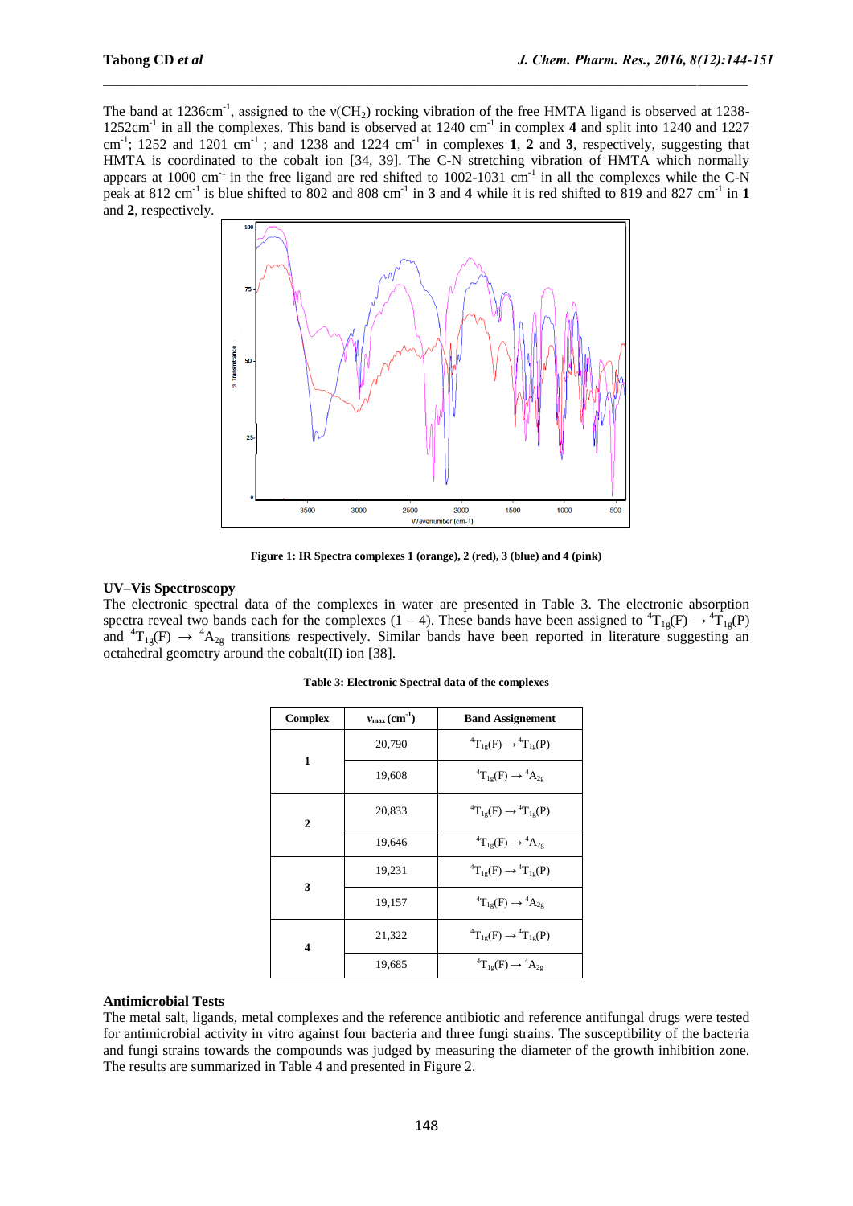The band at 1236cm$^{-1}$, assigned to the ν($CH_2$) rocking vibration of the free HMTA ligand is observed at 1238-1252cm$^{-1}$ in all the complexes. This band is observed at 1240 cm$^{-1}$ in complex **4** and split into 1240 and 1227 cm$^{-1}$; 1252 and 1201 cm$^{-1}$; and 1238 and 1224 cm$^{-1}$ in complexes **1**, **2** and **3**, respectively, suggesting that HMTA is coordinated to the cobalt ion [34, 39]. The C-N stretching vibration of HMTA which normally appears at 1000 cm$^{-1}$ in the free ligand are red shifted to 1002-1031 cm$^{-1}$ in all the complexes while the C-N peak at 812 cm$^{-1}$ is blue shifted to 802 and 808 cm$^{-1}$ in **3** and **4** while it is red shifted to 819 and 827 cm$^{-1}$ in **1** and **2**, respectively.

**Figure 1: IR Spectra complexes 1 (orange), 2 (red), 3 (blue) and 4 (pink)**

### UV–Vis Spectroscopy

The electronic spectral data of the complexes in water are presented in Table 3. The electronic absorption spectra reveal two bands each for the complexes (1 – 4). These bands have been assigned to $^4T_{1g}(F) \rightarrow {}^4T_{1g}(P)$ and $^4T_{1g}(F) \rightarrow {}^4A_{2g}$ transitions respectively. Similar bands have been reported in literature suggesting an octahedral geometry around the cobalt(II) ion [38].

**Table 3: Electronic Spectral data of the complexes**

| Complex | $\nu_{max}$ (cm$^{-1}$) | Band Assignement |
|---|---|---|
| 1 | 20,790 | $^4T_{1g}(F) \rightarrow {}^4T_{1g}(P)$ |
| | 19,608 | $^4T_{1g}(F) \rightarrow {}^4A_{2g}$ |
| 2 | 20,833 | $^4T_{1g}(F) \rightarrow {}^4T_{1g}(P)$ |
| | 19,646 | $^4T_{1g}(F) \rightarrow {}^4A_{2g}$ |
| 3 | 19,231 | $^4T_{1g}(F) \rightarrow {}^4T_{1g}(P)$ |
| | 19,157 | $^4T_{1g}(F) \rightarrow {}^4A_{2g}$ |
| 4 | 21,322 | $^4T_{1g}(F) \rightarrow {}^4T_{1g}(P)$ |
| | 19,685 | $^4T_{1g}(F) \rightarrow {}^4A_{2g}$ |

### Antimicrobial Tests

The metal salt, ligands, metal complexes and the reference antibiotic and reference antifungal drugs were tested for antimicrobial activity in vitro against four bacteria and three fungi strains. The susceptibility of the bacteria and fungi strains towards the compounds was judged by measuring the diameter of the growth inhibition zone. The results are summarized in Table 4 and presented in Figure 2.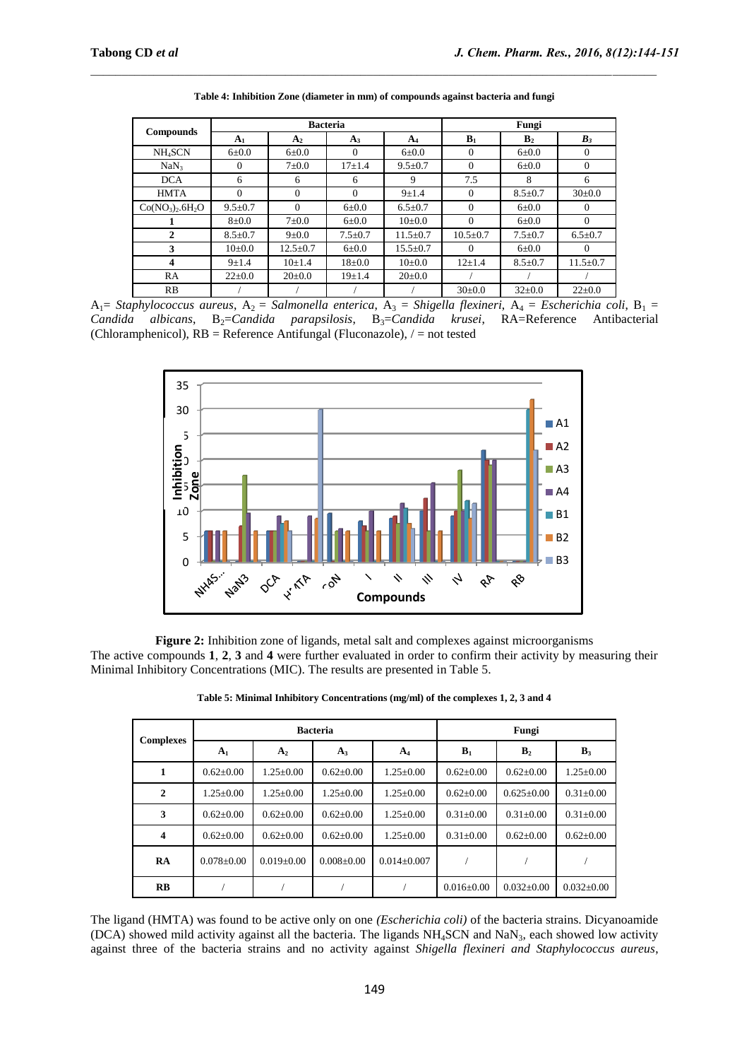**Table 4: Inhibition Zone (diameter in mm) of compounds against bacteria and fungi**

| Compounds | Bacteria | | | | Fungi | | |
|---|---|---|---|---|---|---|---|
| | $A_1$ | $A_2$ | $A_3$ | $A_4$ | $B_1$ | $B_2$ | $B_3$ |
| $NH_4SCN$ | 6±0.0 | 6±0.0 | 0 | 6±0.0 | 0 | 6±0.0 | 0 |
| $NaN_3$ | 0 | 7±0.0 | 17±1.4 | 9.5±0.7 | 0 | 6±0.0 | 0 |
| DCA | 6 | 6 | 6 | 9 | 7.5 | 8 | 6 |
| HMTA | 0 | 0 | 0 | 9±1.4 | 0 | 8.5±0.7 | 30±0.0 |
| $Co(NO_3)_2.6H_2O$ | 9.5±0.7 | 0 | 6±0.0 | 6.5±0.7 | 0 | 6±0.0 | 0 |
| **1** | 8±0.0 | 7±0.0 | 6±0.0 | 10±0.0 | 0 | 6±0.0 | 0 |
| **2** | 8.5±0.7 | 9±0.0 | 7.5±0.7 | 11.5±0.7 | 10.5±0.7 | 7.5±0.7 | 6.5±0.7 |
| **3** | 10±0.0 | 12.5±0.7 | 6±0.0 | 15.5±0.7 | 0 | 6±0.0 | 0 |
| **4** | 9±1.4 | 10±1.4 | 18±0.0 | 10±0.0 | 12±1.4 | 8.5±0.7 | 11.5±0.7 |
| RA | 22±0.0 | 20±0.0 | 19±1.4 | 20±0.0 | / | / | / |
| RB | / | / | / | / | 30±0.0 | 32±0.0 | 22±0.0 |

$A_1$= *Staphylococcus aureus*, $A_2$ = *Salmonella enterica*, $A_3$ = *Shigella flexineri*, $A_4$ = *Escherichia coli*, $B_1$ = *Candida albicans*, $B_2$=*Candida parapsilosis*, $B_3$=*Candida krusei*, RA=Reference Antibacterial (Chloramphenicol), RB = Reference Antifungal (Fluconazole), / = not tested

**Figure 2:** Inhibition zone of ligands, metal salt and complexes against microorganisms

The active compounds **1**, **2**, **3** and **4** were further evaluated in order to confirm their activity by measuring their Minimal Inhibitory Concentrations (MIC). The results are presented in Table 5.

**Table 5: Minimal Inhibitory Concentrations (mg/ml) of the complexes 1, 2, 3 and 4**

| Complexes | Bacteria | | | | Fungi | | |
|---|---|---|---|---|---|---|---|
| | $A_1$ | $A_2$ | $A_3$ | $A_4$ | $B_1$ | $B_2$ | $B_3$ |
| **1** | 0.62±0.00 | 1.25±0.00 | 0.62±0.00 | 1.25±0.00 | 0.62±0.00 | 0.62±0.00 | 1.25±0.00 |
| **2** | 1.25±0.00 | 1.25±0.00 | 1.25±0.00 | 1.25±0.00 | 0.62±0.00 | 0.625±0.00 | 0.31±0.00 |
| **3** | 0.62±0.00 | 0.62±0.00 | 0.62±0.00 | 1.25±0.00 | 0.31±0.00 | 0.31±0.00 | 0.31±0.00 |
| **4** | 0.62±0.00 | 0.62±0.00 | 0.62±0.00 | 1.25±0.00 | 0.31±0.00 | 0.62±0.00 | 0.62±0.00 |
| **RA** | 0.078±0.00 | 0.019±0.00 | 0.008±0.00 | 0.014±0.007 | / | / | / |
| **RB** | / | / | / | / | 0.016±0.00 | 0.032±0.00 | 0.032±0.00 |

The ligand (HMTA) was found to be active only on one *(Escherichia coli)* of the bacteria strains. Dicyanoamide (DCA) showed mild activity against all the bacteria. The ligands $NH_4SCN$ and $NaN_3$, each showed low activity against three of the bacteria strains and no activity against *Shigella flexineri and Staphylococcus aureus*,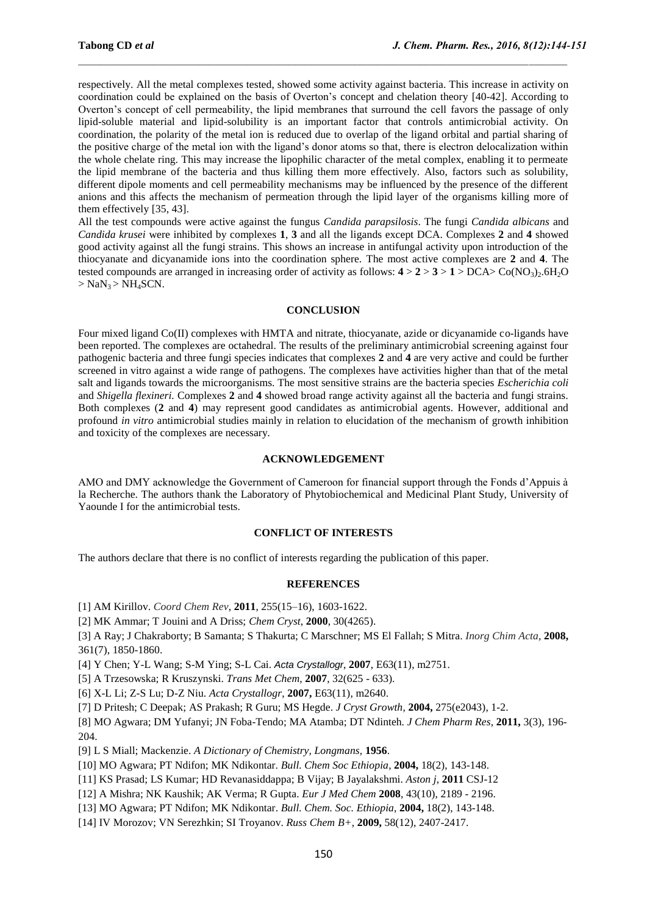respectively. All the metal complexes tested, showed some activity against bacteria. This increase in activity on coordination could be explained on the basis of Overton's concept and chelation theory [40-42]. According to Overton's concept of cell permeability, the lipid membranes that surround the cell favors the passage of only lipid-soluble material and lipid-solubility is an important factor that controls antimicrobial activity. On coordination, the polarity of the metal ion is reduced due to overlap of the ligand orbital and partial sharing of the positive charge of the metal ion with the ligand's donor atoms so that, there is electron delocalization within the whole chelate ring. This may increase the lipophilic character of the metal complex, enabling it to permeate the lipid membrane of the bacteria and thus killing them more effectively. Also, factors such as solubility, different dipole moments and cell permeability mechanisms may be influenced by the presence of the different anions and this affects the mechanism of permeation through the lipid layer of the organisms killing more of them effectively [35, 43].

All the test compounds were active against the fungus *Candida parapsilosis*. The fungi *Candida albicans* and *Candida krusei* were inhibited by complexes **1**, **3** and all the ligands except DCA. Complexes **2** and **4** showed good activity against all the fungi strains. This shows an increase in antifungal activity upon introduction of the thiocyanate and dicyanamide ions into the coordination sphere. The most active complexes are **2** and **4**. The tested compounds are arranged in increasing order of activity as follows: **4** > **2** > **3** > **1** > DCA> $Co(NO_3)_2.6H_2O$ > $NaN_3$ > $NH_4SCN$.

## CONCLUSION

Four mixed ligand Co(II) complexes with HMTA and nitrate, thiocyanate, azide or dicyanamide co-ligands have been reported. The complexes are octahedral. The results of the preliminary antimicrobial screening against four pathogenic bacteria and three fungi species indicates that complexes **2** and **4** are very active and could be further screened in vitro against a wide range of pathogens. The complexes have activities higher than that of the metal salt and ligands towards the microorganisms. The most sensitive strains are the bacteria species *Escherichia coli* and *Shigella flexineri.* Complexes **2** and **4** showed broad range activity against all the bacteria and fungi strains. Both complexes (**2** and **4**) may represent good candidates as antimicrobial agents. However, additional and profound *in vitro* antimicrobial studies mainly in relation to elucidation of the mechanism of growth inhibition and toxicity of the complexes are necessary.

## ACKNOWLEDGEMENT

AMO and DMY acknowledge the Government of Cameroon for financial support through the Fonds d'Appuis à la Recherche. The authors thank the Laboratory of Phytobiochemical and Medicinal Plant Study, University of Yaounde I for the antimicrobial tests.

## CONFLICT OF INTERESTS

The authors declare that there is no conflict of interests regarding the publication of this paper.

## REFERENCES

[1] AM Kirillov. *Coord Chem Rev*, **2011**, 255(15–16), 1603-1622.

[2] MK Ammar; T Jouini and A Driss; *Chem Cryst*, **2000**, 30(4265).

[3] A Ray; J Chakraborty; B Samanta; S Thakurta; C Marschner; MS El Fallah; S Mitra. *Inorg Chim Acta*, **2008,** 361(7), 1850-1860.

[4] Y Chen; Y-L Wang; S-M Ying; S-L Cai. *Acta Crystallogr*, **2007**, E63(11), m2751.

[5] A Trzesowska; R Kruszynski. *Trans Met Chem*, **2007**, 32(625 - 633).

[6] X-L Li; Z-S Lu; D-Z Niu. *Acta Crystallogr*, **2007,** E63(11), m2640.

[7] D Pritesh; C Deepak; AS Prakash; R Guru; MS Hegde. *J Cryst Growth*, **2004,** 275(e2043), 1-2.

[8] MO Agwara; DM Yufanyi; JN Foba-Tendo; MA Atamba; DT Ndinteh. *J Chem Pharm Res*, **2011,** 3(3), 196-204.

[9] L S Miall; Mackenzie. *A Dictionary of Chemistry, Longmans*, **1956**.

[10] MO Agwara; PT Ndifon; MK Ndikontar. *Bull. Chem Soc Ethiopia*, **2004,** 18(2), 143-148.

[11] KS Prasad; LS Kumar; HD Revanasiddappa; B Vijay; B Jayalakshmi. *Aston j*, **2011** CSJ-12

[12] A Mishra; NK Kaushik; AK Verma; R Gupta. *Eur J Med Chem* **2008**, 43(10), 2189 - 2196.

[13] MO Agwara; PT Ndifon; MK Ndikontar. *Bull. Chem. Soc. Ethiopia*, **2004,** 18(2), 143-148.

[14] IV Morozov; VN Serezhkin; SI Troyanov. *Russ Chem B+*, **2009,** 58(12), 2407-2417.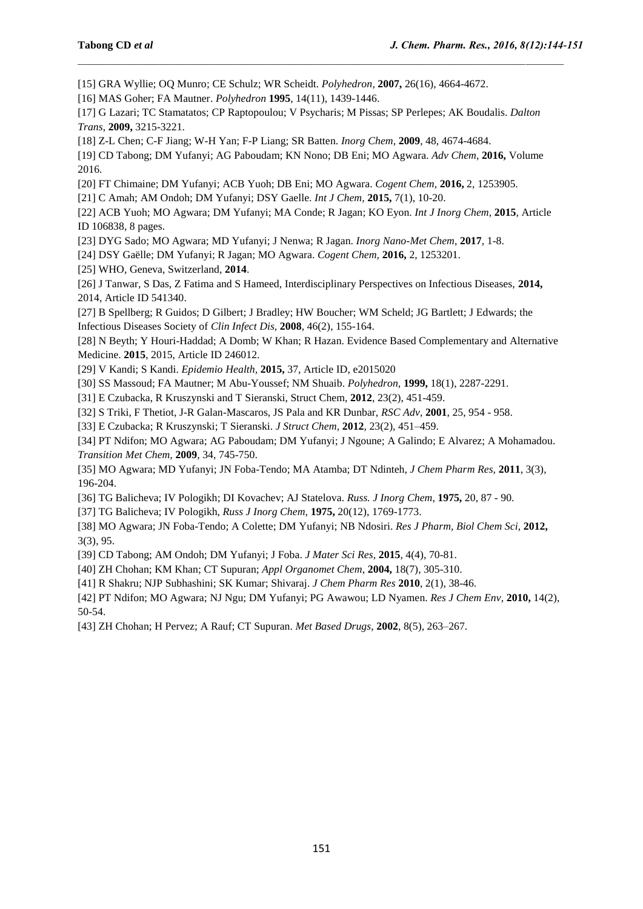[15] GRA Wyllie; OQ Munro; CE Schulz; WR Scheidt. *Polyhedron*, **2007,** 26(16), 4664-4672.

[16] MAS Goher; FA Mautner. *Polyhedron* **1995**, 14(11), 1439-1446.

[17] G Lazari; TC Stamatatos; CP Raptopoulou; V Psycharis; M Pissas; SP Perlepes; AK Boudalis. *Dalton Trans*, **2009,** 3215-3221.

[18] Z-L Chen; C-F Jiang; W-H Yan; F-P Liang; SR Batten. *Inorg Chem,* **2009**, 48, 4674-4684.

[19] CD Tabong; DM Yufanyi; AG Paboudam; KN Nono; DB Eni; MO Agwara. *Adv Chem*, **2016,** Volume 2016.

[20] FT Chimaine; DM Yufanyi; ACB Yuoh; DB Eni; MO Agwara. *Cogent Chem*, **2016,** 2, 1253905.

[21] C Amah; AM Ondoh; DM Yufanyi; DSY Gaelle. *Int J Chem,* **2015,** 7(1), 10-20.

[22] ACB Yuoh; MO Agwara; DM Yufanyi; MA Conde; R Jagan; KO Eyon. *Int J Inorg Chem*, **2015**, Article ID 106838, 8 pages.

[23] DYG Sado; MO Agwara; MD Yufanyi; J Nenwa; R Jagan. *Inorg Nano-Met Chem*, **2017**, 1-8.

[24] DSY Gaëlle; DM Yufanyi; R Jagan; MO Agwara. *Cogent Chem,* **2016,** 2, 1253201.

[25] WHO, Geneva, Switzerland, **2014**.

[26] J Tanwar, S Das, Z Fatima and S Hameed, Interdisciplinary Perspectives on Infectious Diseases, **2014,** 2014, Article ID 541340.

[27] B Spellberg; R Guidos; D Gilbert; J Bradley; HW Boucher; WM Scheld; JG Bartlett; J Edwards; the Infectious Diseases Society of *Clin Infect Dis,* **2008**, 46(2), 155-164.

[28] N Beyth; Y Houri-Haddad; A Domb; W Khan; R Hazan. Evidence Based Complementary and Alternative Medicine. **2015**, 2015, Article ID 246012.

[29] V Kandi; S Kandi. *Epidemio Health,* **2015,** 37, Article ID, e2015020

[30] SS Massoud; FA Mautner; M Abu-Youssef; NM Shuaib. *Polyhedron,* **1999,** 18(1), 2287-2291.

[31] E Czubacka, R Kruszynski and T Sieranski, Struct Chem, **2012**, 23(2), 451-459.

[32] S Triki, F Thetiot, J-R Galan-Mascaros, JS Pala and KR Dunbar, *RSC Adv*, **2001**, 25, 954 - 958.

[33] E Czubacka; R Kruszynski; T Sieranski. *J Struct Chem,* **2012**, 23(2), 451–459.

[34] PT Ndifon; MO Agwara; AG Paboudam; DM Yufanyi; J Ngoune; A Galindo; E Alvarez; A Mohamadou. *Transition Met Chem*, **2009**, 34, 745-750.

[35] MO Agwara; MD Yufanyi; JN Foba-Tendo; MA Atamba; DT Ndinteh, *J Chem Pharm Res,* **2011**, 3(3), 196-204.

[36] TG Balicheva; IV Pologikh; DI Kovachev; AJ Statelova. *Russ. J Inorg Chem,* **1975,** 20, 87 - 90.

[37] TG Balicheva; IV Pologikh, *Russ J Inorg Chem,* **1975,** 20(12), 1769-1773.

[38] MO Agwara; JN Foba-Tendo; A Colette; DM Yufanyi; NB Ndosiri. *Res J Pharm, Biol Chem Sci*, **2012,** 3(3), 95.

[39] CD Tabong; AM Ondoh; DM Yufanyi; J Foba. *J Mater Sci Res*, **2015**, 4(4), 70-81.

[40] ZH Chohan; KM Khan; CT Supuran; *Appl Organomet Chem,* **2004,** 18(7), 305-310.

[41] R Shakru; NJP Subhashini; SK Kumar; Shivaraj. *J Chem Pharm Res* **2010**, 2(1), 38-46.

[42] PT Ndifon; MO Agwara; NJ Ngu; DM Yufanyi; PG Awawou; LD Nyamen. *Res J Chem Env,* **2010,** 14(2), 50-54.

[43] ZH Chohan; H Pervez; A Rauf; CT Supuran. *Met Based Drugs*, **2002**, 8(5), 263–267.